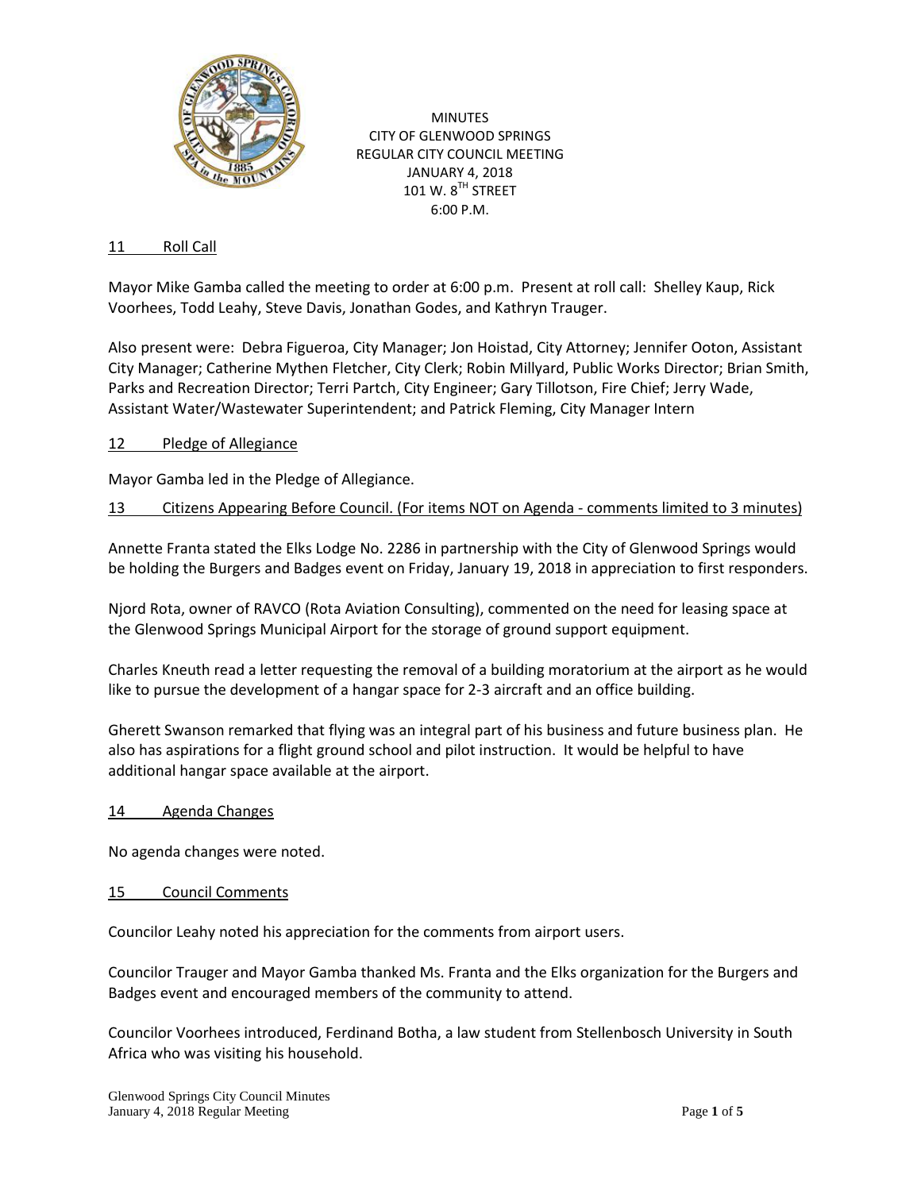MINUTES
CITY OF GLENWOOD SPRINGS
REGULAR CITY COUNCIL MEETING
JANUARY 4, 2018
101 W. 8TH STREET
6:00 P.M.

## 11 Roll Call

Mayor Mike Gamba called the meeting to order at 6:00 p.m. Present at roll call: Shelley Kaup, Rick Voorhees, Todd Leahy, Steve Davis, Jonathan Godes, and Kathryn Trauger.

Also present were: Debra Figueroa, City Manager; Jon Hoistad, City Attorney; Jennifer Ooton, Assistant City Manager; Catherine Mythen Fletcher, City Clerk; Robin Millyard, Public Works Director; Brian Smith, Parks and Recreation Director; Terri Partch, City Engineer; Gary Tillotson, Fire Chief; Jerry Wade, Assistant Water/Wastewater Superintendent; and Patrick Fleming, City Manager Intern

## 12 Pledge of Allegiance

Mayor Gamba led in the Pledge of Allegiance.

## 13 Citizens Appearing Before Council. (For items NOT on Agenda - comments limited to 3 minutes)

Annette Franta stated the Elks Lodge No. 2286 in partnership with the City of Glenwood Springs would be holding the Burgers and Badges event on Friday, January 19, 2018 in appreciation to first responders.

Njord Rota, owner of RAVCO (Rota Aviation Consulting), commented on the need for leasing space at the Glenwood Springs Municipal Airport for the storage of ground support equipment.

Charles Kneuth read a letter requesting the removal of a building moratorium at the airport as he would like to pursue the development of a hangar space for 2-3 aircraft and an office building.

Gherett Swanson remarked that flying was an integral part of his business and future business plan. He also has aspirations for a flight ground school and pilot instruction. It would be helpful to have additional hangar space available at the airport.

## 14 Agenda Changes

No agenda changes were noted.

## 15 Council Comments

Councilor Leahy noted his appreciation for the comments from airport users.

Councilor Trauger and Mayor Gamba thanked Ms. Franta and the Elks organization for the Burgers and Badges event and encouraged members of the community to attend.

Councilor Voorhees introduced, Ferdinand Botha, a law student from Stellenbosch University in South Africa who was visiting his household.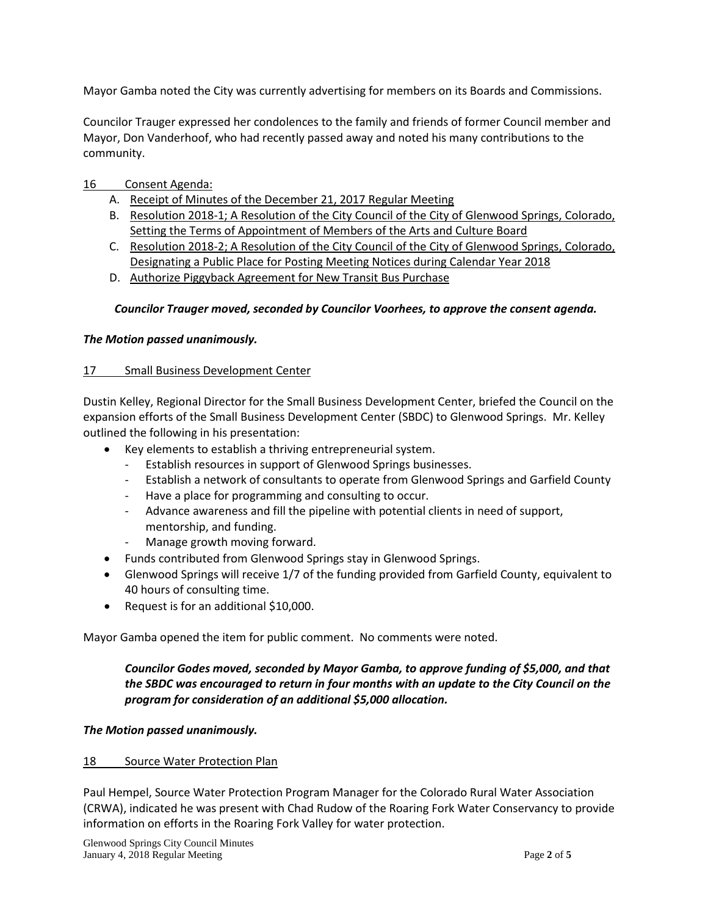Mayor Gamba noted the City was currently advertising for members on its Boards and Commissions.

Councilor Trauger expressed her condolences to the family and friends of former Council member and Mayor, Don Vanderhoof, who had recently passed away and noted his many contributions to the community.

16 Consent Agenda:

A. Receipt of Minutes of the December 21, 2017 Regular Meeting
B. Resolution 2018-1; A Resolution of the City Council of the City of Glenwood Springs, Colorado, Setting the Terms of Appointment of Members of the Arts and Culture Board
C. Resolution 2018-2; A Resolution of the City Council of the City of Glenwood Springs, Colorado, Designating a Public Place for Posting Meeting Notices during Calendar Year 2018
D. Authorize Piggyback Agreement for New Transit Bus Purchase

***Councilor Trauger moved, seconded by Councilor Voorhees, to approve the consent agenda.***

***The Motion passed unanimously.***

17 Small Business Development Center

Dustin Kelley, Regional Director for the Small Business Development Center, briefed the Council on the expansion efforts of the Small Business Development Center (SBDC) to Glenwood Springs. Mr. Kelley outlined the following in his presentation:

- Key elements to establish a thriving entrepreneurial system.
  - Establish resources in support of Glenwood Springs businesses.
  - Establish a network of consultants to operate from Glenwood Springs and Garfield County
  - Have a place for programming and consulting to occur.
  - Advance awareness and fill the pipeline with potential clients in need of support, mentorship, and funding.
  - Manage growth moving forward.
- Funds contributed from Glenwood Springs stay in Glenwood Springs.
- Glenwood Springs will receive 1/7 of the funding provided from Garfield County, equivalent to 40 hours of consulting time.
- Request is for an additional $10,000.

Mayor Gamba opened the item for public comment. No comments were noted.

***Councilor Godes moved, seconded by Mayor Gamba, to approve funding of $5,000, and that the SBDC was encouraged to return in four months with an update to the City Council on the program for consideration of an additional $5,000 allocation.***

***The Motion passed unanimously.***

18 Source Water Protection Plan

Paul Hempel, Source Water Protection Program Manager for the Colorado Rural Water Association (CRWA), indicated he was present with Chad Rudow of the Roaring Fork Water Conservancy to provide information on efforts in the Roaring Fork Valley for water protection.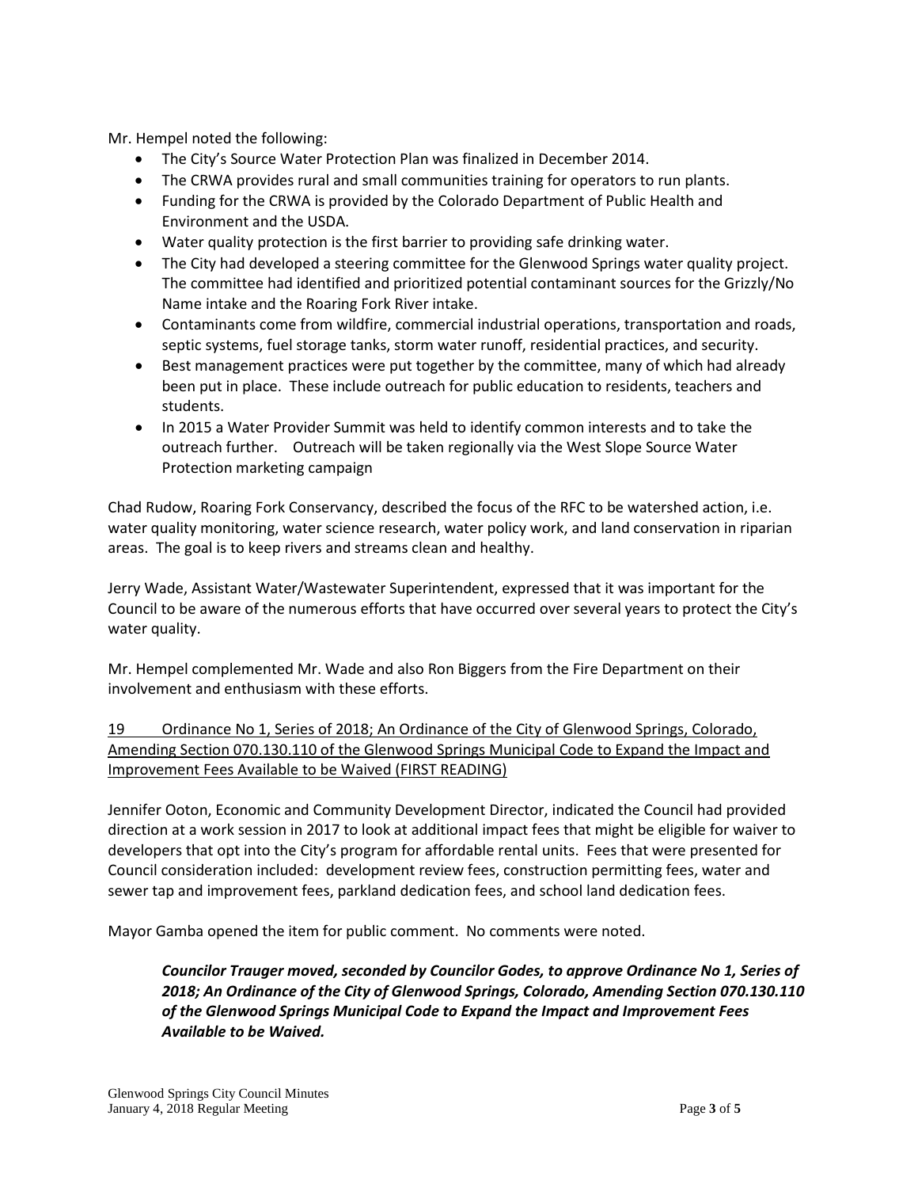Mr. Hempel noted the following:

- The City's Source Water Protection Plan was finalized in December 2014.
- The CRWA provides rural and small communities training for operators to run plants.
- Funding for the CRWA is provided by the Colorado Department of Public Health and Environment and the USDA.
- Water quality protection is the first barrier to providing safe drinking water.
- The City had developed a steering committee for the Glenwood Springs water quality project. The committee had identified and prioritized potential contaminant sources for the Grizzly/No Name intake and the Roaring Fork River intake.
- Contaminants come from wildfire, commercial industrial operations, transportation and roads, septic systems, fuel storage tanks, storm water runoff, residential practices, and security.
- Best management practices were put together by the committee, many of which had already been put in place. These include outreach for public education to residents, teachers and students.
- In 2015 a Water Provider Summit was held to identify common interests and to take the outreach further. Outreach will be taken regionally via the West Slope Source Water Protection marketing campaign

Chad Rudow, Roaring Fork Conservancy, described the focus of the RFC to be watershed action, i.e. water quality monitoring, water science research, water policy work, and land conservation in riparian areas. The goal is to keep rivers and streams clean and healthy.

Jerry Wade, Assistant Water/Wastewater Superintendent, expressed that it was important for the Council to be aware of the numerous efforts that have occurred over several years to protect the City's water quality.

Mr. Hempel complemented Mr. Wade and also Ron Biggers from the Fire Department on their involvement and enthusiasm with these efforts.

<u>19 Ordinance No 1, Series of 2018; An Ordinance of the City of Glenwood Springs, Colorado, Amending Section 070.130.110 of the Glenwood Springs Municipal Code to Expand the Impact and Improvement Fees Available to be Waived (FIRST READING)</u>

Jennifer Ooton, Economic and Community Development Director, indicated the Council had provided direction at a work session in 2017 to look at additional impact fees that might be eligible for waiver to developers that opt into the City's program for affordable rental units. Fees that were presented for Council consideration included: development review fees, construction permitting fees, water and sewer tap and improvement fees, parkland dedication fees, and school land dedication fees.

Mayor Gamba opened the item for public comment. No comments were noted.

> ***Councilor Trauger moved, seconded by Councilor Godes, to approve Ordinance No 1, Series of 2018; An Ordinance of the City of Glenwood Springs, Colorado, Amending Section 070.130.110 of the Glenwood Springs Municipal Code to Expand the Impact and Improvement Fees Available to be Waived.***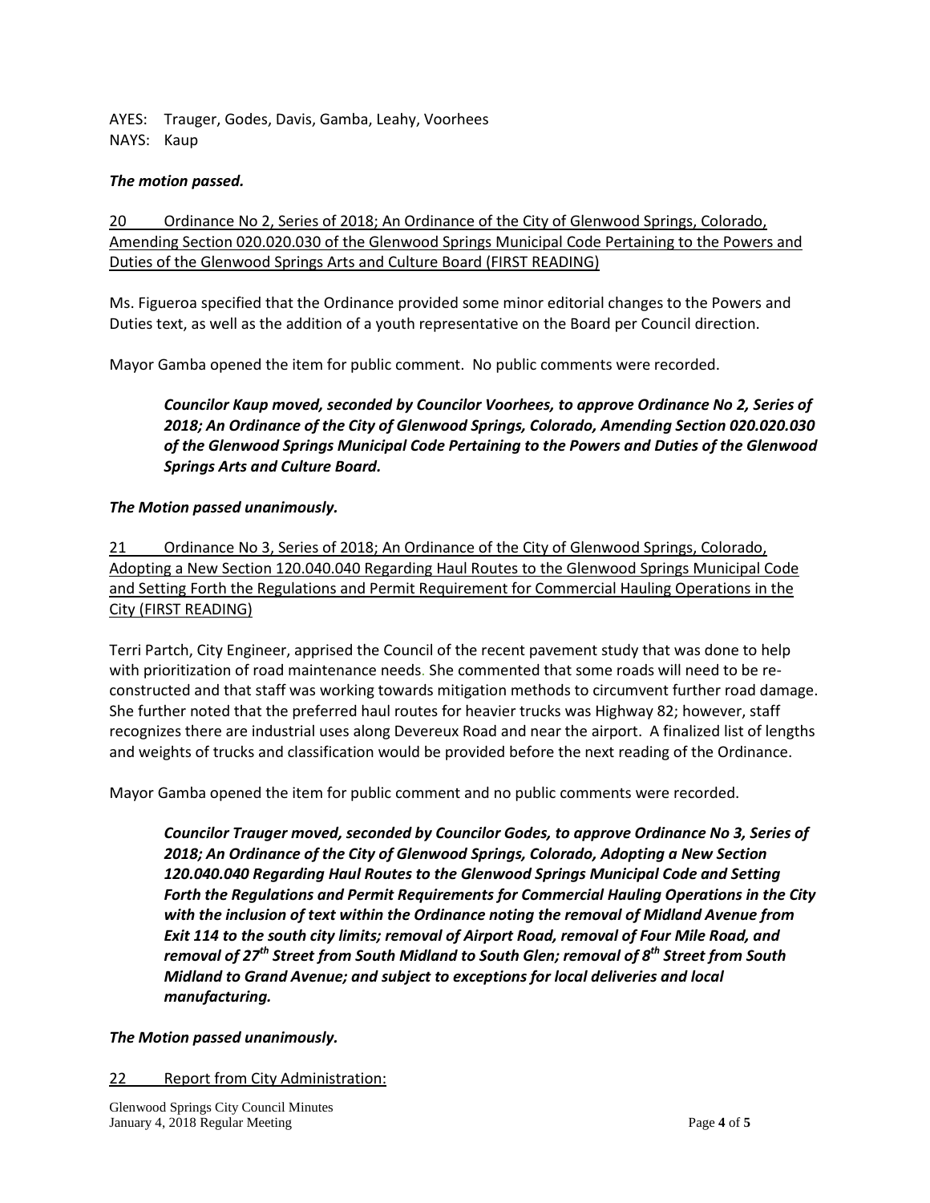AYES: Trauger, Godes, Davis, Gamba, Leahy, Voorhees
NAYS: Kaup

***The motion passed.***

20 Ordinance No 2, Series of 2018; An Ordinance of the City of Glenwood Springs, Colorado, Amending Section 020.020.030 of the Glenwood Springs Municipal Code Pertaining to the Powers and Duties of the Glenwood Springs Arts and Culture Board (FIRST READING)

Ms. Figueroa specified that the Ordinance provided some minor editorial changes to the Powers and Duties text, as well as the addition of a youth representative on the Board per Council direction.

Mayor Gamba opened the item for public comment. No public comments were recorded.

> ***Councilor Kaup moved, seconded by Councilor Voorhees, to approve Ordinance No 2, Series of 2018; An Ordinance of the City of Glenwood Springs, Colorado, Amending Section 020.020.030 of the Glenwood Springs Municipal Code Pertaining to the Powers and Duties of the Glenwood Springs Arts and Culture Board.***

***The Motion passed unanimously.***

21 Ordinance No 3, Series of 2018; An Ordinance of the City of Glenwood Springs, Colorado, Adopting a New Section 120.040.040 Regarding Haul Routes to the Glenwood Springs Municipal Code and Setting Forth the Regulations and Permit Requirement for Commercial Hauling Operations in the City (FIRST READING)

Terri Partch, City Engineer, apprised the Council of the recent pavement study that was done to help with prioritization of road maintenance needs. She commented that some roads will need to be re-constructed and that staff was working towards mitigation methods to circumvent further road damage. She further noted that the preferred haul routes for heavier trucks was Highway 82; however, staff recognizes there are industrial uses along Devereux Road and near the airport. A finalized list of lengths and weights of trucks and classification would be provided before the next reading of the Ordinance.

Mayor Gamba opened the item for public comment and no public comments were recorded.

> ***Councilor Trauger moved, seconded by Councilor Godes, to approve Ordinance No 3, Series of 2018; An Ordinance of the City of Glenwood Springs, Colorado, Adopting a New Section 120.040.040 Regarding Haul Routes to the Glenwood Springs Municipal Code and Setting Forth the Regulations and Permit Requirements for Commercial Hauling Operations in the City with the inclusion of text within the Ordinance noting the removal of Midland Avenue from Exit 114 to the south city limits; removal of Airport Road, removal of Four Mile Road, and removal of 27th Street from South Midland to South Glen; removal of 8th Street from South Midland to Grand Avenue; and subject to exceptions for local deliveries and local manufacturing.***

***The Motion passed unanimously.***

22 Report from City Administration: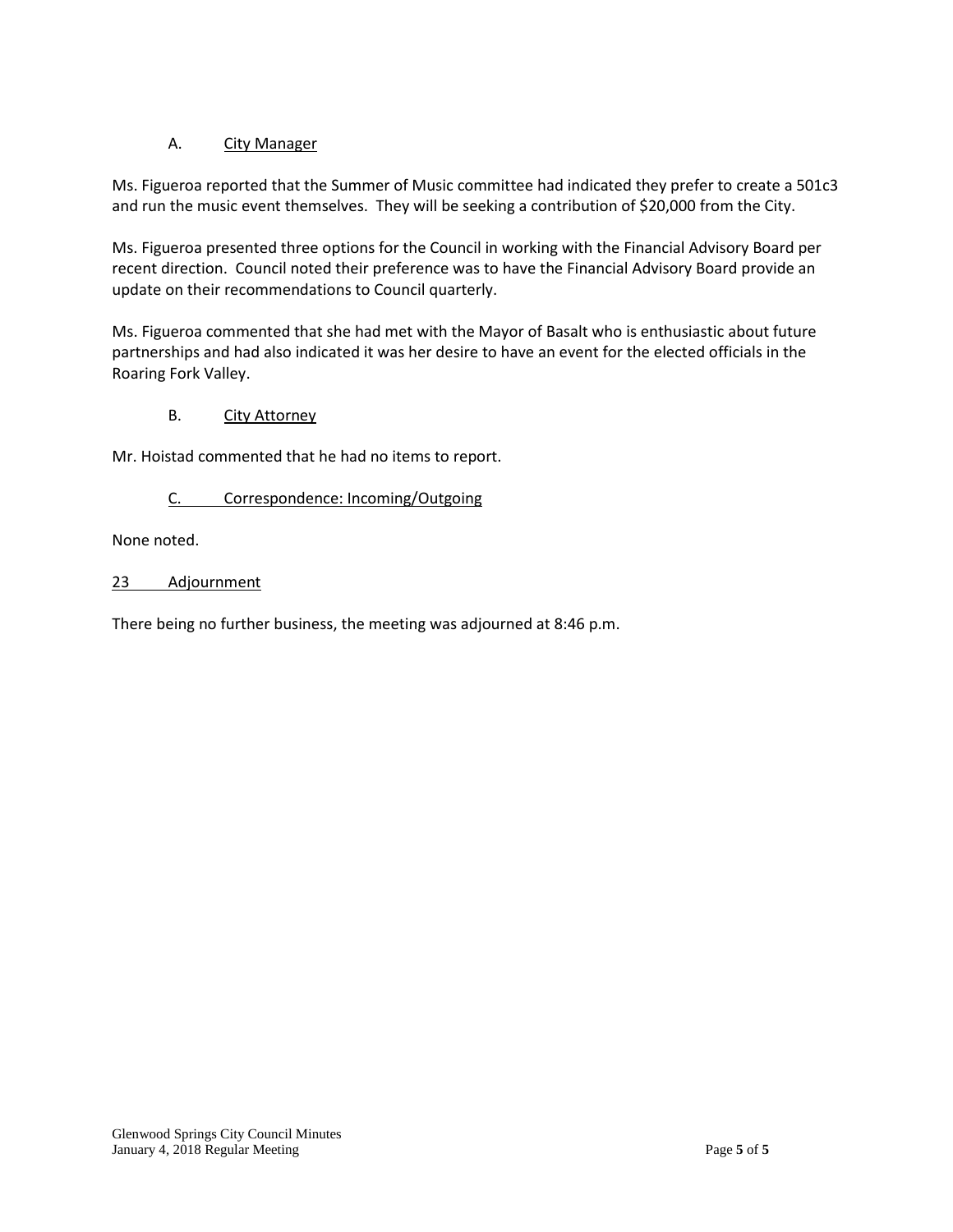A. City Manager

Ms. Figueroa reported that the Summer of Music committee had indicated they prefer to create a 501c3 and run the music event themselves. They will be seeking a contribution of $20,000 from the City.

Ms. Figueroa presented three options for the Council in working with the Financial Advisory Board per recent direction. Council noted their preference was to have the Financial Advisory Board provide an update on their recommendations to Council quarterly.

Ms. Figueroa commented that she had met with the Mayor of Basalt who is enthusiastic about future partnerships and had also indicated it was her desire to have an event for the elected officials in the Roaring Fork Valley.

B. City Attorney

Mr. Hoistad commented that he had no items to report.

C. Correspondence: Incoming/Outgoing

None noted.

23 Adjournment

There being no further business, the meeting was adjourned at 8:46 p.m.